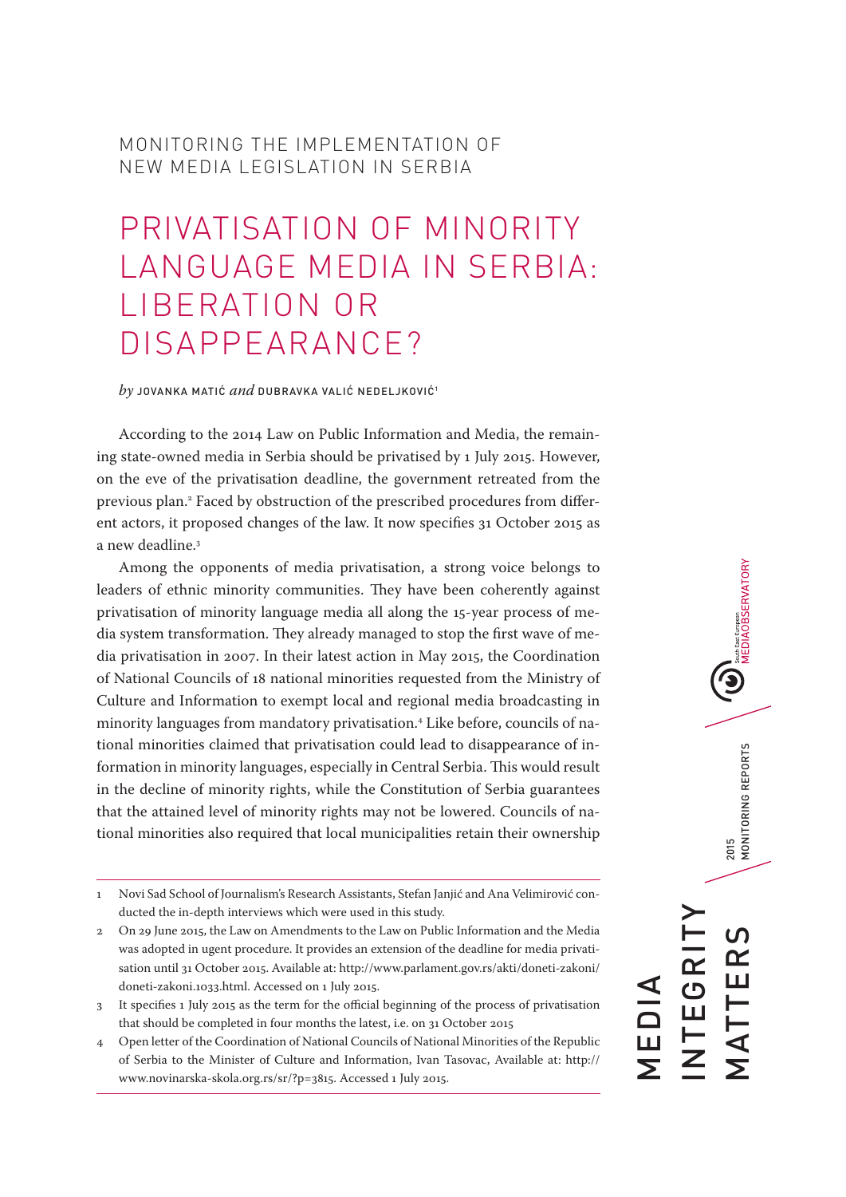MONITORING THE IMPLEMENTATION OF NEW MEDIA LEGISLATION IN SERBIA

# PRIVATISATION OF MINORITY LANGUAGE MEDIA IN SERBIA: LIBERATION OR DISAPPEARANCE?

*by* JOVANKA MATIĆ *and* DUBRAVKA VALIĆ NEDELJKOVIĆ[1]

According to the 2014 Law on Public Information and Media, the remaining state-owned media in Serbia should be privatised by 1 July 2015. However, on the eve of the privatisation deadline, the government retreated from the previous plan.[2] Faced by obstruction of the prescribed procedures from different actors, it proposed changes of the law. It now specifies 31 October 2015 as a new deadline.[3]

Among the opponents of media privatisation, a strong voice belongs to leaders of ethnic minority communities. They have been coherently against privatisation of minority language media all along the 15-year process of media system transformation. They already managed to stop the first wave of media privatisation in 2007. In their latest action in May 2015, the Coordination of National Councils of 18 national minorities requested from the Ministry of Culture and Information to exempt local and regional media broadcasting in minority languages from mandatory privatisation.[4] Like before, councils of national minorities claimed that privatisation could lead to disappearance of information in minority languages, especially in Central Serbia. This would result in the decline of minority rights, while the Constitution of Serbia guarantees that the attained level of minority rights may not be lowered. Councils of national minorities also required that local municipalities retain their ownership

---

1 Novi Sad School of Journalism's Research Assistants, Stefan Janjić and Ana Velimirović conducted the in-depth interviews which were used in this study.

2 On 29 June 2015, the Law on Amendments to the Law on Public Information and the Media was adopted in ugent procedure. It provides an extension of the deadline for media privatisation until 31 October 2015. Available at: http://www.parlament.gov.rs/akti/doneti-zakoni/doneti-zakoni.1033.html. Accessed on 1 July 2015.

3 It specifies 1 July 2015 as the term for the official beginning of the process of privatisation that should be completed in four months the latest, i.e. on 31 October 2015

4 Open letter of the Coordination of National Councils of National Minorities of the Republic of Serbia to the Minister of Culture and Information, Ivan Tasovac, Available at: http://www.novinarska-skola.org.rs/sr/?p=3815. Accessed 1 July 2015.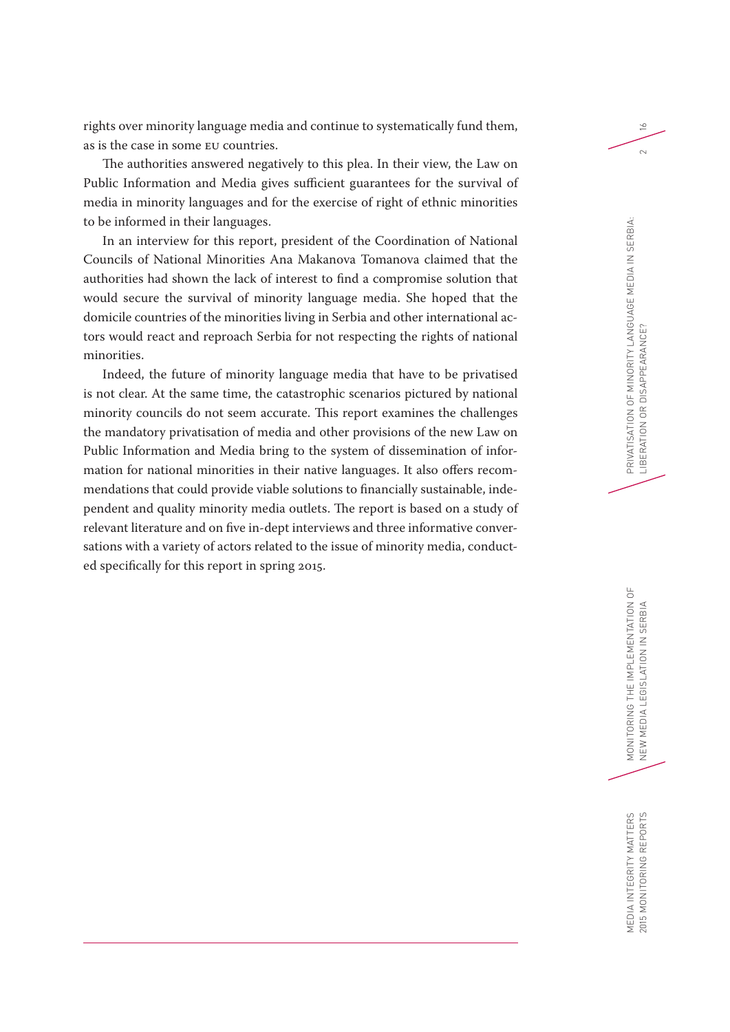rights over minority language media and continue to systematically fund them, as is the case in some EU countries.

The authorities answered negatively to this plea. In their view, the Law on Public Information and Media gives sufficient guarantees for the survival of media in minority languages and for the exercise of right of ethnic minorities to be informed in their languages.

In an interview for this report, president of the Coordination of National Councils of National Minorities Ana Makanova Tomanova claimed that the authorities had shown the lack of interest to find a compromise solution that would secure the survival of minority language media. She hoped that the domicile countries of the minorities living in Serbia and other international actors would react and reproach Serbia for not respecting the rights of national minorities.

Indeed, the future of minority language media that have to be privatised is not clear. At the same time, the catastrophic scenarios pictured by national minority councils do not seem accurate. This report examines the challenges the mandatory privatisation of media and other provisions of the new Law on Public Information and Media bring to the system of dissemination of information for national minorities in their native languages. It also offers recommendations that could provide viable solutions to financially sustainable, independent and quality minority media outlets. The report is based on a study of relevant literature and on five in-dept interviews and three informative conversations with a variety of actors related to the issue of minority media, conducted specifically for this report in spring 2015.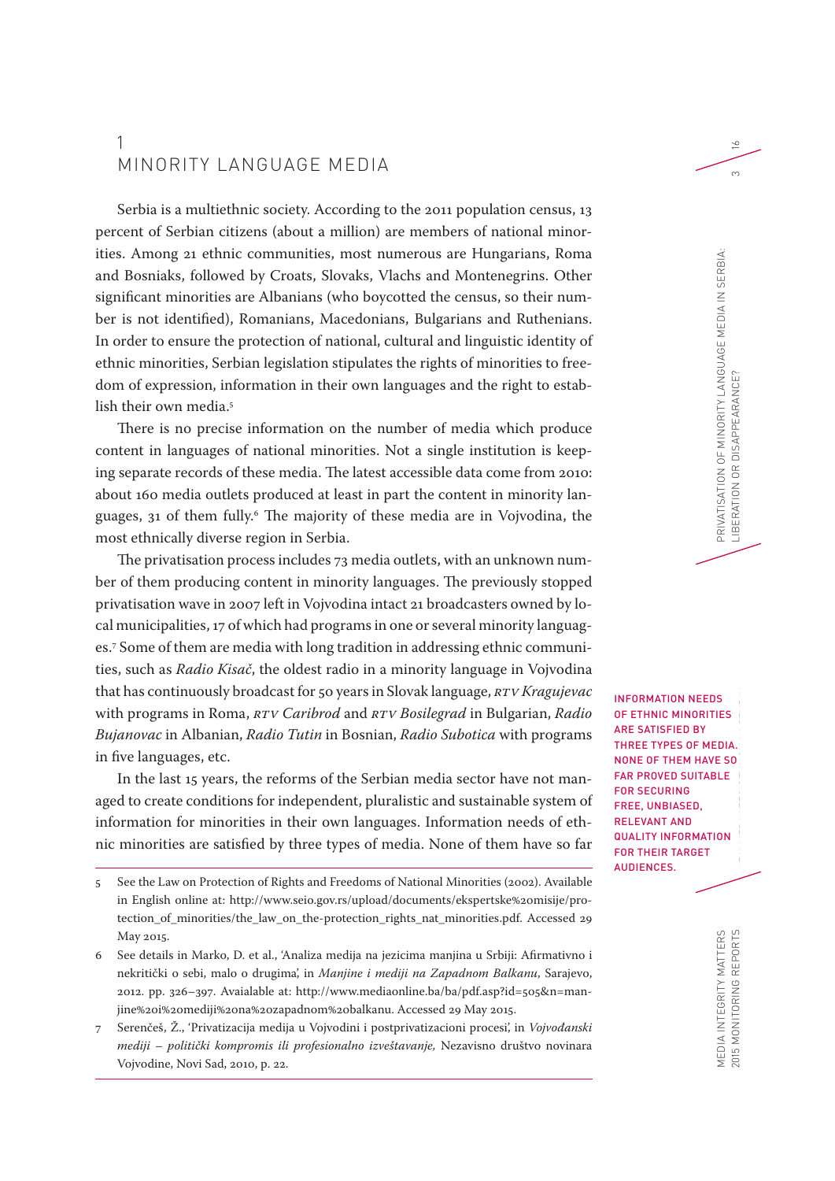# 1 MINORITY LANGUAGE MEDIA

Serbia is a multiethnic society. According to the 2011 population census, 13 percent of Serbian citizens (about a million) are members of national minorities. Among 21 ethnic communities, most numerous are Hungarians, Roma and Bosniaks, followed by Croats, Slovaks, Vlachs and Montenegrins. Other significant minorities are Albanians (who boycotted the census, so their number is not identified), Romanians, Macedonians, Bulgarians and Ruthenians. In order to ensure the protection of national, cultural and linguistic identity of ethnic minorities, Serbian legislation stipulates the rights of minorities to freedom of expression, information in their own languages and the right to establish their own media.[5]

There is no precise information on the number of media which produce content in languages of national minorities. Not a single institution is keeping separate records of these media. The latest accessible data come from 2010: about 160 media outlets produced at least in part the content in minority languages, 31 of them fully.[6] The majority of these media are in Vojvodina, the most ethnically diverse region in Serbia.

The privatisation process includes 73 media outlets, with an unknown number of them producing content in minority languages. The previously stopped privatisation wave in 2007 left in Vojvodina intact 21 broadcasters owned by local municipalities, 17 of which had programs in one or several minority languages.[7] Some of them are media with long tradition in addressing ethnic communities, such as *Radio Kisač*, the oldest radio in a minority language in Vojvodina that has continuously broadcast for 50 years in Slovak language, *RTV Kragujevac* with programs in Roma, *RTV Caribrod* and *RTV Bosilegrad* in Bulgarian, *Radio Bujanovac* in Albanian, *Radio Tutin* in Bosnian, *Radio Subotica* with programs in five languages, etc.

In the last 15 years, the reforms of the Serbian media sector have not managed to create conditions for independent, pluralistic and sustainable system of information for minorities in their own languages. Information needs of ethnic minorities are satisfied by three types of media. None of them have so far

INFORMATION NEEDS OF ETHNIC MINORITIES ARE SATISFIED BY THREE TYPES OF MEDIA. NONE OF THEM HAVE SO FAR PROVED SUITABLE FOR SECURING FREE, UNBIASED, RELEVANT AND QUALITY INFORMATION FOR THEIR TARGET AUDIENCES.

---

5 See the Law on Protection of Rights and Freedoms of National Minorities (2002). Available in English online at: http://www.seio.gov.rs/upload/documents/ekspertske%20misije/protection_of_minorities/the_law_on_the-protection_rights_nat_minorities.pdf. Accessed 29 May 2015.

6 See details in Marko, D. et al., 'Analiza medija na jezicima manjina u Srbiji: Afirmativno i nekritički o sebi, malo o drugima', in *Manjine i mediji na Zapadnom Balkanu*, Sarajevo, 2012. pp. 326–397. Avaialable at: http://www.mediaonline.ba/ba/pdf.asp?id=505&n=manjine%20i%20mediji%20na%20zapadnom%20balkanu. Accessed 29 May 2015.

7 Serenčeš, Ž., 'Privatizacija medija u Vojvodini i postprivatizacioni procesi', in *Vojvođanski mediji – politički kompromis ili profesionalno izveštavanje,* Nezavisno društvo novinara Vojvodine, Novi Sad, 2010, p. 22.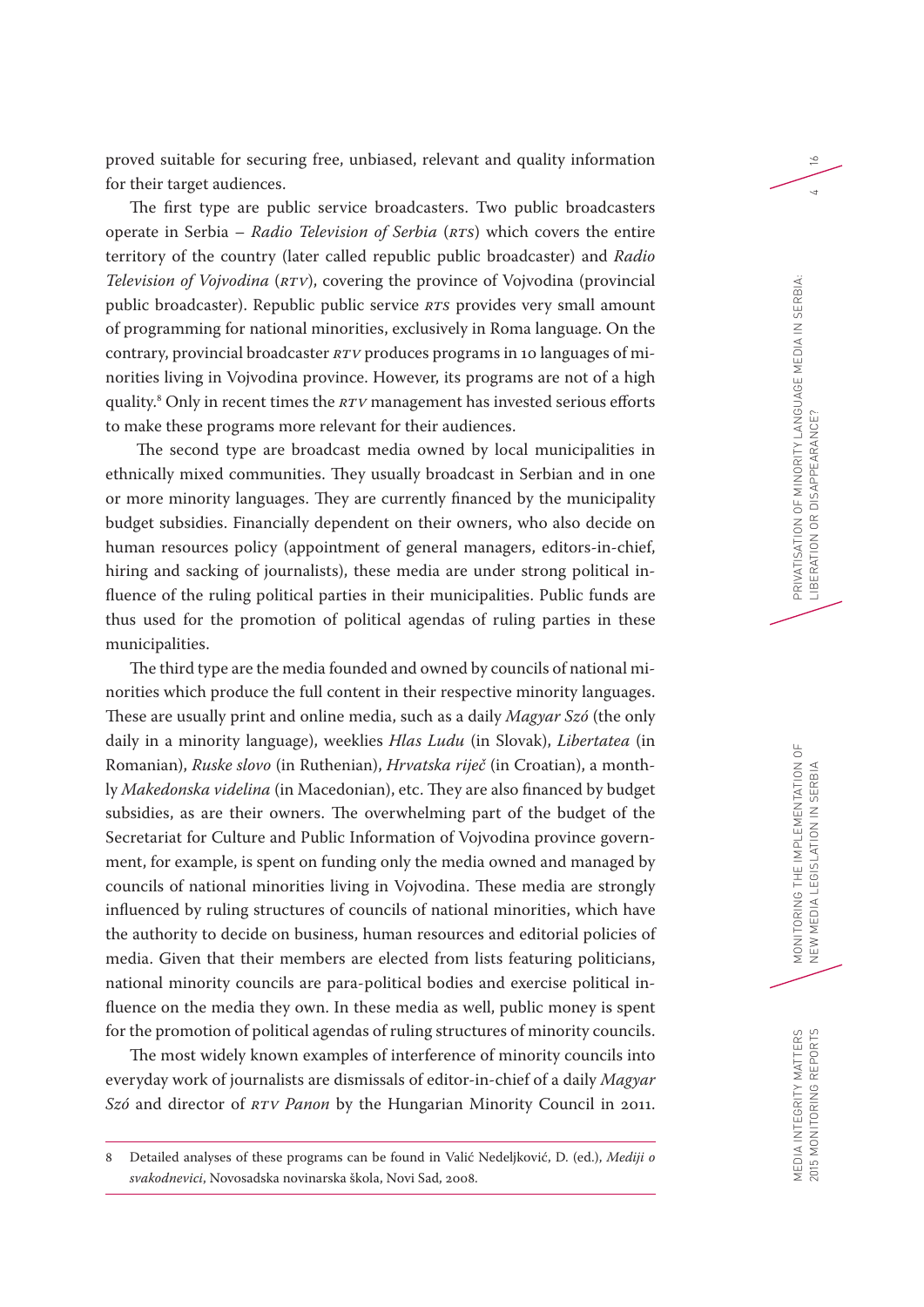proved suitable for securing free, unbiased, relevant and quality information for their target audiences.

The first type are public service broadcasters. Two public broadcasters operate in Serbia – *Radio Television of Serbia* (RTS) which covers the entire territory of the country (later called republic public broadcaster) and *Radio Television of Vojvodina* (RTV), covering the province of Vojvodina (provincial public broadcaster). Republic public service RTS provides very small amount of programming for national minorities, exclusively in Roma language. On the contrary, provincial broadcaster RTV produces programs in 10 languages of minorities living in Vojvodina province. However, its programs are not of a high quality.[8] Only in recent times the RTV management has invested serious efforts to make these programs more relevant for their audiences.

The second type are broadcast media owned by local municipalities in ethnically mixed communities. They usually broadcast in Serbian and in one or more minority languages. They are currently financed by the municipality budget subsidies. Financially dependent on their owners, who also decide on human resources policy (appointment of general managers, editors-in-chief, hiring and sacking of journalists), these media are under strong political influence of the ruling political parties in their municipalities. Public funds are thus used for the promotion of political agendas of ruling parties in these municipalities.

The third type are the media founded and owned by councils of national minorities which produce the full content in their respective minority languages. These are usually print and online media, such as a daily *Magyar Szó* (the only daily in a minority language), weeklies *Hlas Ludu* (in Slovak), *Libertatea* (in Romanian), *Ruske slovo* (in Ruthenian), *Hrvatska riječ* (in Croatian), a monthly *Makedonska videlina* (in Macedonian), etc. They are also financed by budget subsidies, as are their owners. The overwhelming part of the budget of the Secretariat for Culture and Public Information of Vojvodina province government, for example, is spent on funding only the media owned and managed by councils of national minorities living in Vojvodina. These media are strongly influenced by ruling structures of councils of national minorities, which have the authority to decide on business, human resources and editorial policies of media. Given that their members are elected from lists featuring politicians, national minority councils are para-political bodies and exercise political influence on the media they own. In these media as well, public money is spent for the promotion of political agendas of ruling structures of minority councils.

The most widely known examples of interference of minority councils into everyday work of journalists are dismissals of editor-in-chief of a daily *Magyar Szó* and director of *RTV Panon* by the Hungarian Minority Council in 2011.

---

8 Detailed analyses of these programs can be found in Valić Nedeljković, D. (ed.), *Mediji o svakodnevici*, Novosadska novinarska škola, Novi Sad, 2008.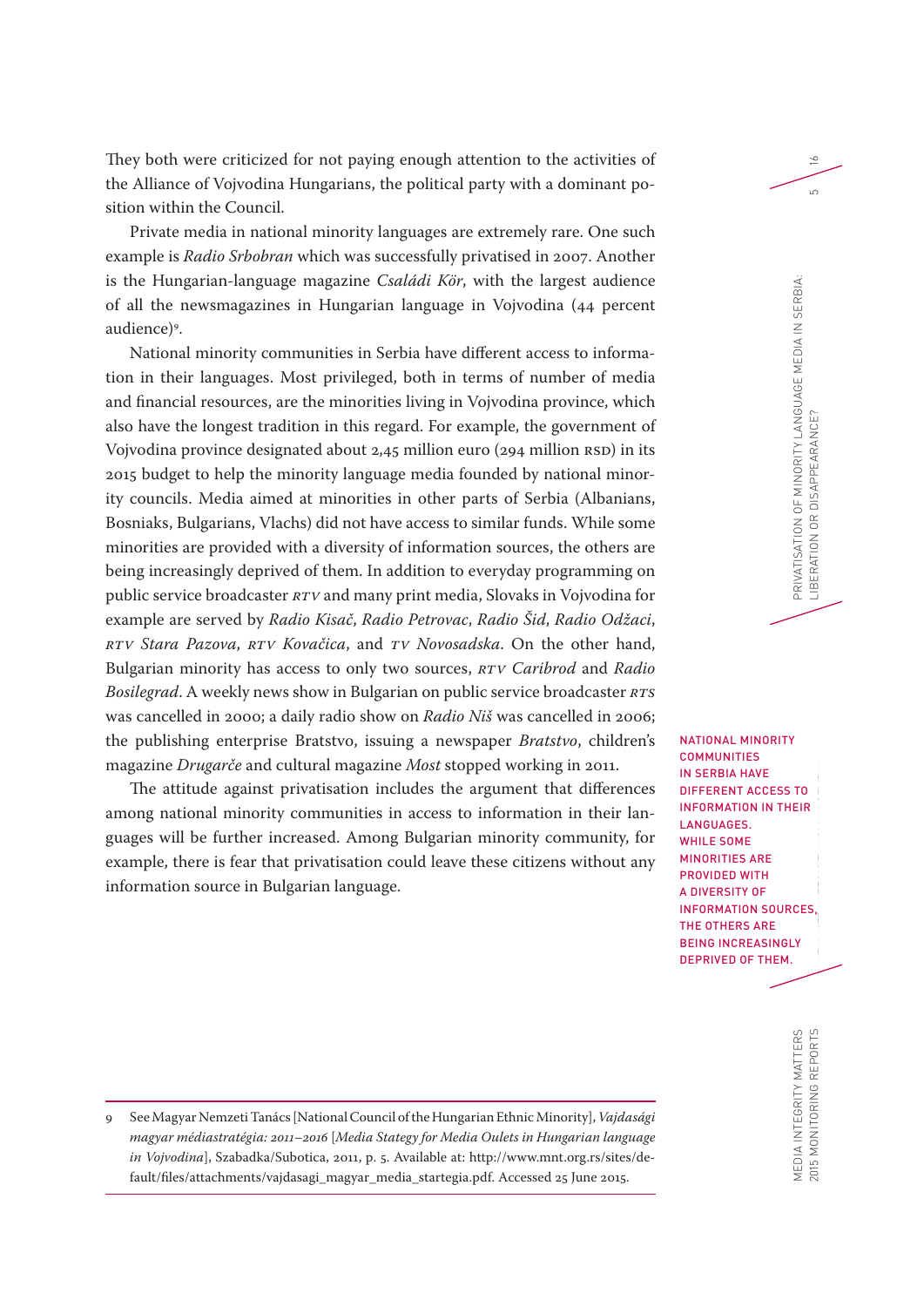They both were criticized for not paying enough attention to the activities of the Alliance of Vojvodina Hungarians, the political party with a dominant position within the Council.

Private media in national minority languages are extremely rare. One such example is *Radio Srbobran* which was successfully privatised in 2007. Another is the Hungarian-language magazine *Családi Kör*, with the largest audience of all the newsmagazines in Hungarian language in Vojvodina (44 percent audience)[9].

National minority communities in Serbia have different access to information in their languages. Most privileged, both in terms of number of media and financial resources, are the minorities living in Vojvodina province, which also have the longest tradition in this regard. For example, the government of Vojvodina province designated about 2,45 million euro (294 million RSD) in its 2015 budget to help the minority language media founded by national minority councils. Media aimed at minorities in other parts of Serbia (Albanians, Bosniaks, Bulgarians, Vlachs) did not have access to similar funds. While some minorities are provided with a diversity of information sources, the others are being increasingly deprived of them. In addition to everyday programming on public service broadcaster *RTV* and many print media, Slovaks in Vojvodina for example are served by *Radio Kisač*, *Radio Petrovac*, *Radio Šid*, *Radio Odžaci*, *RTV Stara Pazova*, *RTV Kovačica*, and *TV Novosadska*. On the other hand, Bulgarian minority has access to only two sources, *RTV Caribrod* and *Radio Bosilegrad*. A weekly news show in Bulgarian on public service broadcaster *RTS* was cancelled in 2000; a daily radio show on *Radio Niš* was cancelled in 2006; the publishing enterprise Bratstvo, issuing a newspaper *Bratstvo*, children's magazine *Drugarče* and cultural magazine *Most* stopped working in 2011.

**NATIONAL MINORITY COMMUNITIES IN SERBIA HAVE DIFFERENT ACCESS TO INFORMATION IN THEIR LANGUAGES. WHILE SOME MINORITIES ARE PROVIDED WITH A DIVERSITY OF INFORMATION SOURCES, THE OTHERS ARE BEING INCREASINGLY DEPRIVED OF THEM.**

The attitude against privatisation includes the argument that differences among national minority communities in access to information in their languages will be further increased. Among Bulgarian minority community, for example, there is fear that privatisation could leave these citizens without any information source in Bulgarian language.

---

9 See Magyar Nemzeti Tanács [National Council of the Hungarian Ethnic Minority], *Vajdasági magyar médiastratégia: 2011–2016* [*Media Stategy for Media Oulets in Hungarian language in Vojvodina*], Szabadka/Subotica, 2011, p. 5. Available at: http://www.mnt.org.rs/sites/default/files/attachments/vajdasagi_magyar_media_startegia.pdf. Accessed 25 June 2015.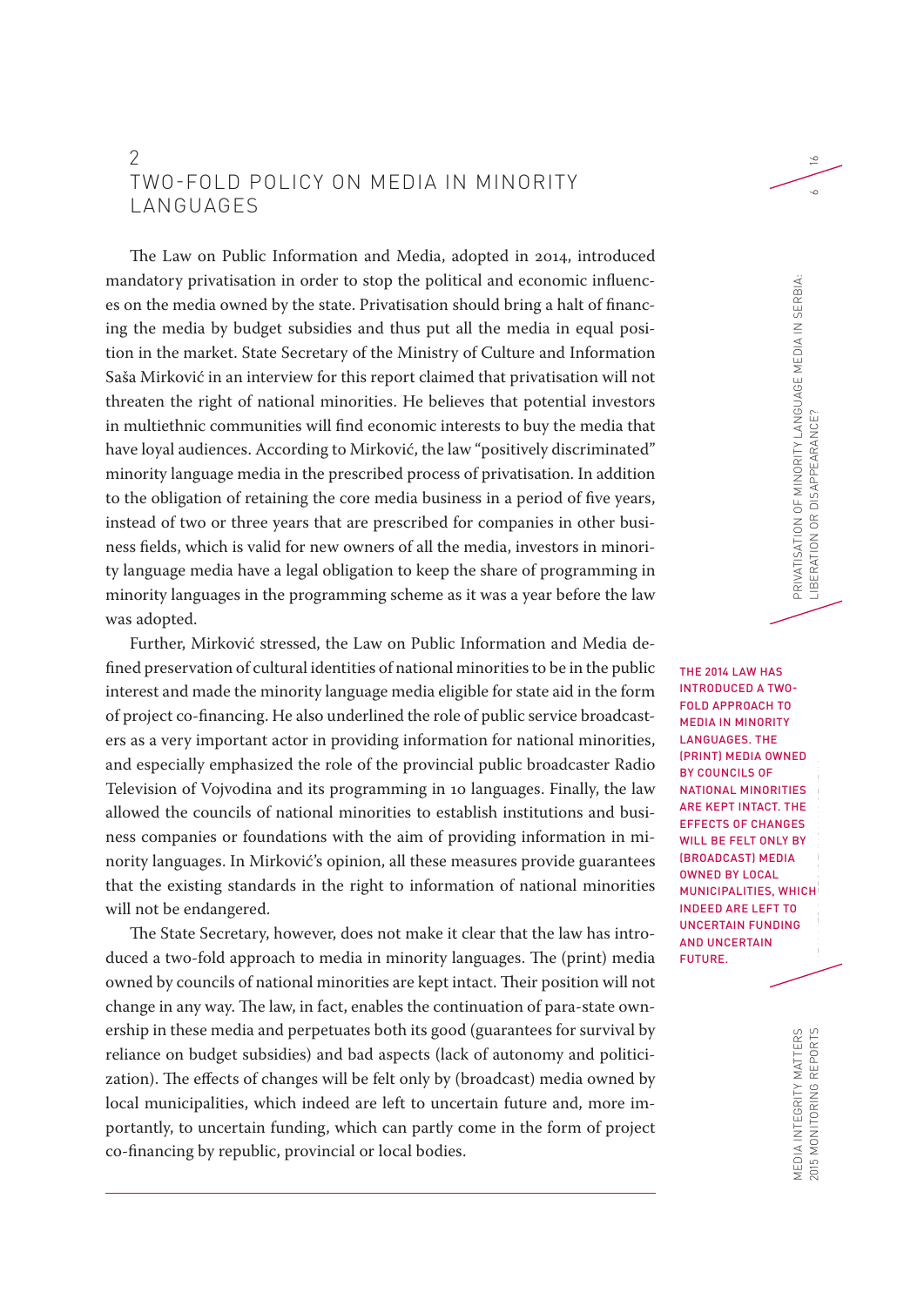## 2 TWO-FOLD POLICY ON MEDIA IN MINORITY LANGUAGES

The Law on Public Information and Media, adopted in 2014, introduced mandatory privatisation in order to stop the political and economic influences on the media owned by the state. Privatisation should bring a halt of financing the media by budget subsidies and thus put all the media in equal position in the market. State Secretary of the Ministry of Culture and Information Saša Mirković in an interview for this report claimed that privatisation will not threaten the right of national minorities. He believes that potential investors in multiethnic communities will find economic interests to buy the media that have loyal audiences. According to Mirković, the law "positively discriminated" minority language media in the prescribed process of privatisation. In addition to the obligation of retaining the core media business in a period of five years, instead of two or three years that are prescribed for companies in other business fields, which is valid for new owners of all the media, investors in minority language media have a legal obligation to keep the share of programming in minority languages in the programming scheme as it was a year before the law was adopted.

Further, Mirković stressed, the Law on Public Information and Media defined preservation of cultural identities of national minorities to be in the public interest and made the minority language media eligible for state aid in the form of project co-financing. He also underlined the role of public service broadcasters as a very important actor in providing information for national minorities, and especially emphasized the role of the provincial public broadcaster Radio Television of Vojvodina and its programming in 10 languages. Finally, the law allowed the councils of national minorities to establish institutions and business companies or foundations with the aim of providing information in minority languages. In Mirković's opinion, all these measures provide guarantees that the existing standards in the right to information of national minorities will not be endangered.

The State Secretary, however, does not make it clear that the law has introduced a two-fold approach to media in minority languages. The (print) media owned by councils of national minorities are kept intact. Their position will not change in any way. The law, in fact, enables the continuation of para-state ownership in these media and perpetuates both its good (guarantees for survival by reliance on budget subsidies) and bad aspects (lack of autonomy and politicization). The effects of changes will be felt only by (broadcast) media owned by local municipalities, which indeed are left to uncertain future and, more importantly, to uncertain funding, which can partly come in the form of project co-financing by republic, provincial or local bodies.

**THE 2014 LAW HAS INTRODUCED A TWO-FOLD APPROACH TO MEDIA IN MINORITY LANGUAGES. THE (PRINT) MEDIA OWNED BY COUNCILS OF NATIONAL MINORITIES ARE KEPT INTACT. THE EFFECTS OF CHANGES WILL BE FELT ONLY BY (BROADCAST) MEDIA OWNED BY LOCAL MUNICIPALITIES, WHICH INDEED ARE LEFT TO UNCERTAIN FUNDING AND UNCERTAIN FUTURE.**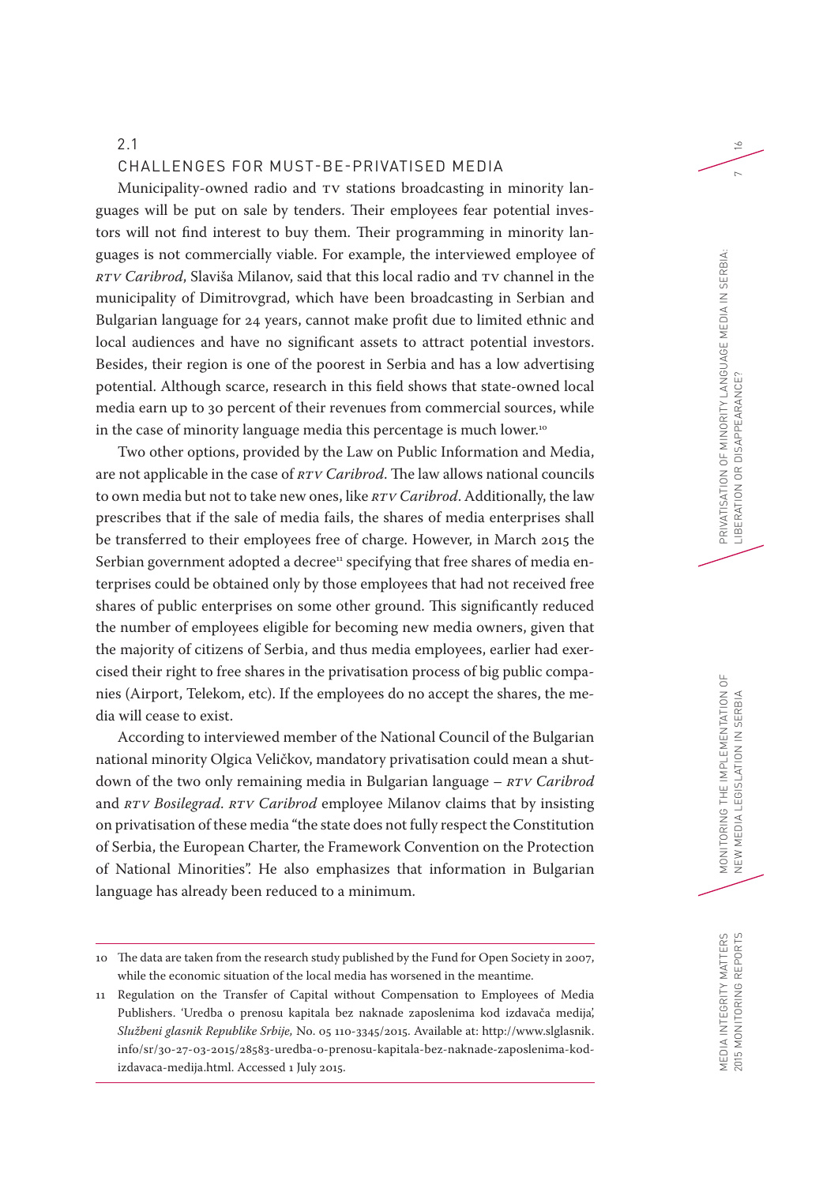## 2.1 CHALLENGES FOR MUST-BE-PRIVATISED MEDIA

Municipality-owned radio and TV stations broadcasting in minority languages will be put on sale by tenders. Their employees fear potential investors will not find interest to buy them. Their programming in minority languages is not commercially viable. For example, the interviewed employee of *RTV Caribrod*, Slaviša Milanov, said that this local radio and TV channel in the municipality of Dimitrovgrad, which have been broadcasting in Serbian and Bulgarian language for 24 years, cannot make profit due to limited ethnic and local audiences and have no significant assets to attract potential investors. Besides, their region is one of the poorest in Serbia and has a low advertising potential. Although scarce, research in this field shows that state-owned local media earn up to 30 percent of their revenues from commercial sources, while in the case of minority language media this percentage is much lower.[10]

Two other options, provided by the Law on Public Information and Media, are not applicable in the case of *RTV Caribrod*. The law allows national councils to own media but not to take new ones, like *RTV Caribrod*. Additionally, the law prescribes that if the sale of media fails, the shares of media enterprises shall be transferred to their employees free of charge. However, in March 2015 the Serbian government adopted a decree[11] specifying that free shares of media enterprises could be obtained only by those employees that had not received free shares of public enterprises on some other ground. This significantly reduced the number of employees eligible for becoming new media owners, given that the majority of citizens of Serbia, and thus media employees, earlier had exercised their right to free shares in the privatisation process of big public companies (Airport, Telekom, etc). If the employees do no accept the shares, the media will cease to exist.

According to interviewed member of the National Council of the Bulgarian national minority Olgica Veličkov, mandatory privatisation could mean a shutdown of the two only remaining media in Bulgarian language – *RTV Caribrod* and *RTV Bosilegrad*. *RTV Caribrod* employee Milanov claims that by insisting on privatisation of these media "the state does not fully respect the Constitution of Serbia, the European Charter, the Framework Convention on the Protection of National Minorities". He also emphasizes that information in Bulgarian language has already been reduced to a minimum.

---

10 The data are taken from the research study published by the Fund for Open Society in 2007, while the economic situation of the local media has worsened in the meantime.

11 Regulation on the Transfer of Capital without Compensation to Employees of Media Publishers. 'Uredba o prenosu kapitala bez naknade zaposlenima kod izdavača medija', *Službeni glasnik Republike Srbije*, No. 05 110-3345/2015. Available at: http://www.slglasnik.info/sr/30-27-03-2015/28583-uredba-o-prenosu-kapitala-bez-naknade-zaposlenima-kod-izdavaca-medija.html. Accessed 1 July 2015.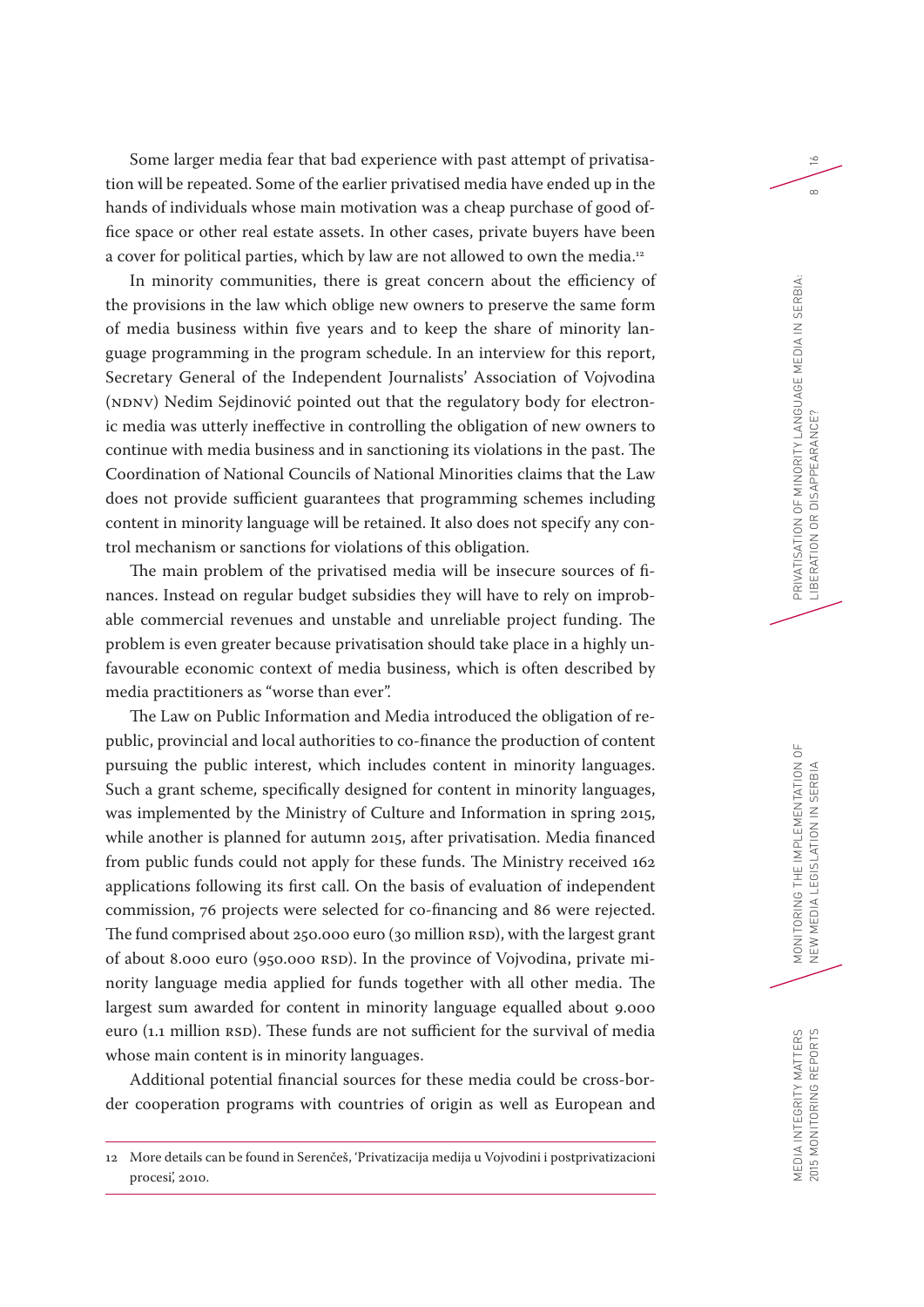Some larger media fear that bad experience with past attempt of privatisation will be repeated. Some of the earlier privatised media have ended up in the hands of individuals whose main motivation was a cheap purchase of good office space or other real estate assets. In other cases, private buyers have been a cover for political parties, which by law are not allowed to own the media.[12]

In minority communities, there is great concern about the efficiency of the provisions in the law which oblige new owners to preserve the same form of media business within five years and to keep the share of minority language programming in the program schedule. In an interview for this report, Secretary General of the Independent Journalists' Association of Vojvodina (NDNV) Nedim Sejdinović pointed out that the regulatory body for electronic media was utterly ineffective in controlling the obligation of new owners to continue with media business and in sanctioning its violations in the past. The Coordination of National Councils of National Minorities claims that the Law does not provide sufficient guarantees that programming schemes including content in minority language will be retained. It also does not specify any control mechanism or sanctions for violations of this obligation.

The main problem of the privatised media will be insecure sources of finances. Instead on regular budget subsidies they will have to rely on improbable commercial revenues and unstable and unreliable project funding. The problem is even greater because privatisation should take place in a highly unfavourable economic context of media business, which is often described by media practitioners as "worse than ever".

The Law on Public Information and Media introduced the obligation of republic, provincial and local authorities to co-finance the production of content pursuing the public interest, which includes content in minority languages. Such a grant scheme, specifically designed for content in minority languages, was implemented by the Ministry of Culture and Information in spring 2015, while another is planned for autumn 2015, after privatisation. Media financed from public funds could not apply for these funds. The Ministry received 162 applications following its first call. On the basis of evaluation of independent commission, 76 projects were selected for co-financing and 86 were rejected. The fund comprised about 250.000 euro (30 million RSD), with the largest grant of about 8.000 euro (950.000 RSD). In the province of Vojvodina, private minority language media applied for funds together with all other media. The largest sum awarded for content in minority language equalled about 9.000 euro (1.1 million RSD). These funds are not sufficient for the survival of media whose main content is in minority languages.

Additional potential financial sources for these media could be cross-border cooperation programs with countries of origin as well as European and

---

12 More details can be found in Serenčeš, 'Privatizacija medija u Vojvodini i postprivatizacioni procesi', 2010.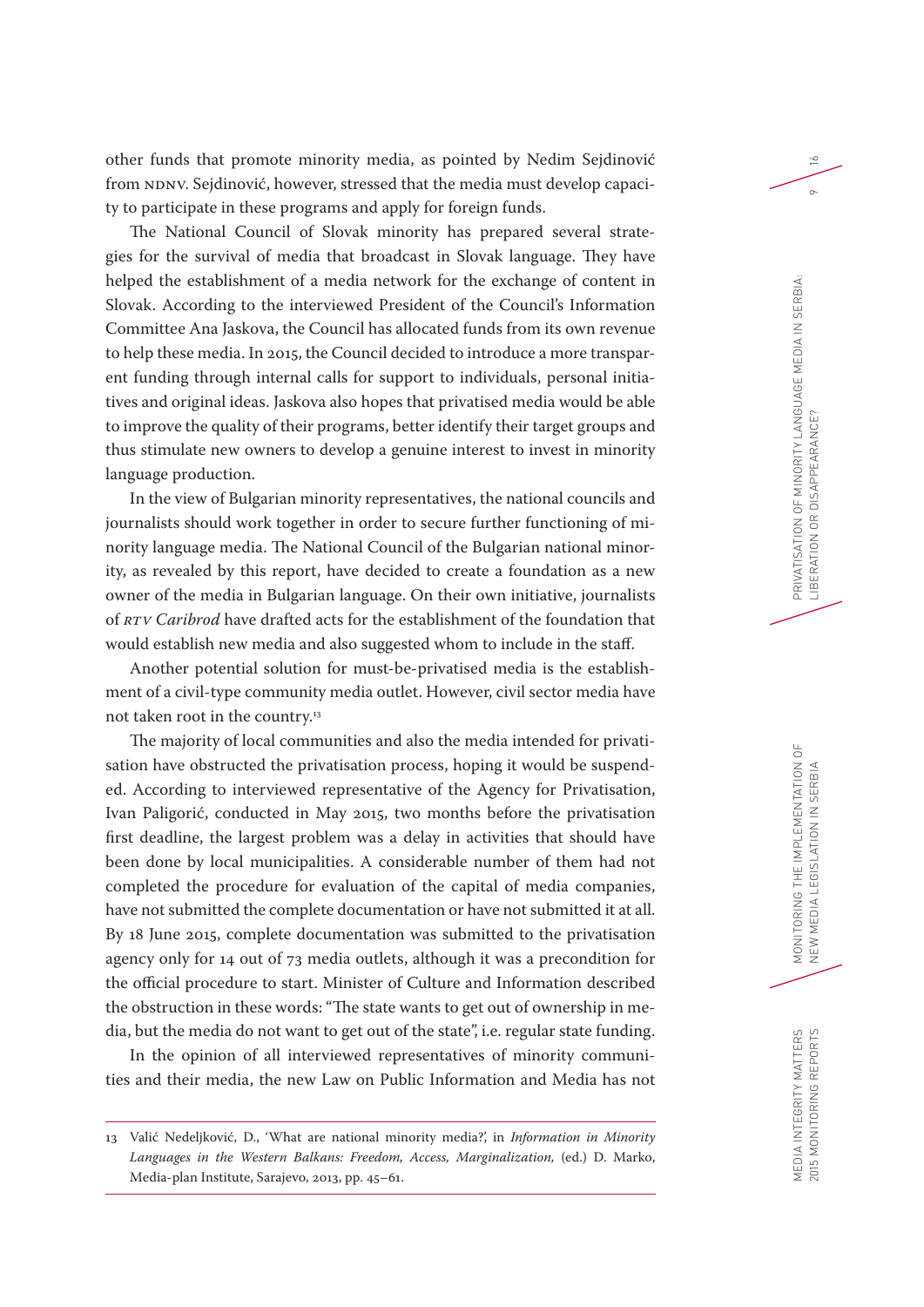other funds that promote minority media, as pointed by Nedim Sejdinović from NDNV. Sejdinović, however, stressed that the media must develop capacity to participate in these programs and apply for foreign funds.

The National Council of Slovak minority has prepared several strategies for the survival of media that broadcast in Slovak language. They have helped the establishment of a media network for the exchange of content in Slovak. According to the interviewed President of the Council's Information Committee Ana Jaskova, the Council has allocated funds from its own revenue to help these media. In 2015, the Council decided to introduce a more transparent funding through internal calls for support to individuals, personal initiatives and original ideas. Jaskova also hopes that privatised media would be able to improve the quality of their programs, better identify their target groups and thus stimulate new owners to develop a genuine interest to invest in minority language production.

In the view of Bulgarian minority representatives, the national councils and journalists should work together in order to secure further functioning of minority language media. The National Council of the Bulgarian national minority, as revealed by this report, have decided to create a foundation as a new owner of the media in Bulgarian language. On their own initiative, journalists of *RTV Caribrod* have drafted acts for the establishment of the foundation that would establish new media and also suggested whom to include in the staff.

Another potential solution for must-be-privatised media is the establishment of a civil-type community media outlet. However, civil sector media have not taken root in the country.[13]

The majority of local communities and also the media intended for privatisation have obstructed the privatisation process, hoping it would be suspended. According to interviewed representative of the Agency for Privatisation, Ivan Paligorić, conducted in May 2015, two months before the privatisation first deadline, the largest problem was a delay in activities that should have been done by local municipalities. A considerable number of them had not completed the procedure for evaluation of the capital of media companies, have not submitted the complete documentation or have not submitted it at all. By 18 June 2015, complete documentation was submitted to the privatisation agency only for 14 out of 73 media outlets, although it was a precondition for the official procedure to start. Minister of Culture and Information described the obstruction in these words: "The state wants to get out of ownership in media, but the media do not want to get out of the state", i.e. regular state funding.

In the opinion of all interviewed representatives of minority communities and their media, the new Law on Public Information and Media has not

---

13 Valić Nedeljković, D., 'What are national minority media?', in *Information in Minority Languages in the Western Balkans: Freedom, Access, Marginalization,* (ed.) D. Marko, Media-plan Institute, Sarajevo, 2013, pp. 45–61.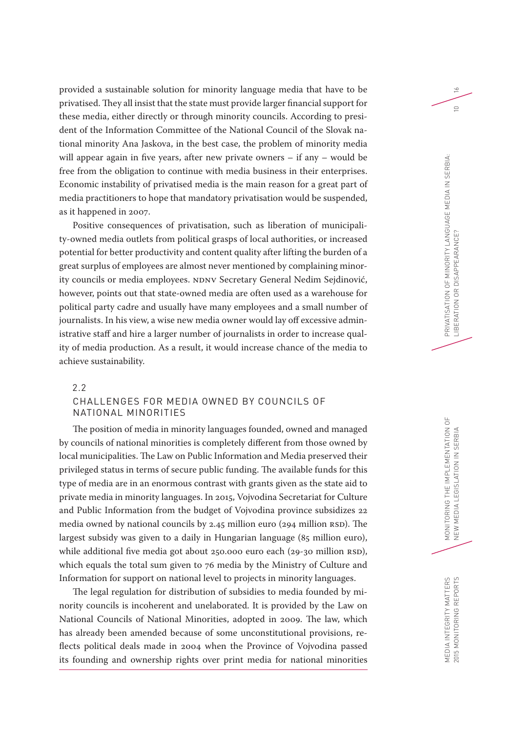provided a sustainable solution for minority language media that have to be privatised. They all insist that the state must provide larger financial support for these media, either directly or through minority councils. According to president of the Information Committee of the National Council of the Slovak national minority Ana Jaskova, in the best case, the problem of minority media will appear again in five years, after new private owners – if any – would be free from the obligation to continue with media business in their enterprises. Economic instability of privatised media is the main reason for a great part of media practitioners to hope that mandatory privatisation would be suspended, as it happened in 2007.

Positive consequences of privatisation, such as liberation of municipality-owned media outlets from political grasps of local authorities, or increased potential for better productivity and content quality after lifting the burden of a great surplus of employees are almost never mentioned by complaining minority councils or media employees. NDNV Secretary General Nedim Sejdinović, however, points out that state-owned media are often used as a warehouse for political party cadre and usually have many employees and a small number of journalists. In his view, a wise new media owner would lay off excessive administrative staff and hire a larger number of journalists in order to increase quality of media production. As a result, it would increase chance of the media to achieve sustainability.

## 2.2 CHALLENGES FOR MEDIA OWNED BY COUNCILS OF NATIONAL MINORITIES

The position of media in minority languages founded, owned and managed by councils of national minorities is completely different from those owned by local municipalities. The Law on Public Information and Media preserved their privileged status in terms of secure public funding. The available funds for this type of media are in an enormous contrast with grants given as the state aid to private media in minority languages. In 2015, Vojvodina Secretariat for Culture and Public Information from the budget of Vojvodina province subsidizes 22 media owned by national councils by 2.45 million euro (294 million RSD). The largest subsidy was given to a daily in Hungarian language (85 million euro), while additional five media got about 250.000 euro each (29-30 million RSD), which equals the total sum given to 76 media by the Ministry of Culture and Information for support on national level to projects in minority languages.

The legal regulation for distribution of subsidies to media founded by minority councils is incoherent and unelaborated. It is provided by the Law on National Councils of National Minorities, adopted in 2009. The law, which has already been amended because of some unconstitutional provisions, reflects political deals made in 2004 when the Province of Vojvodina passed its founding and ownership rights over print media for national minorities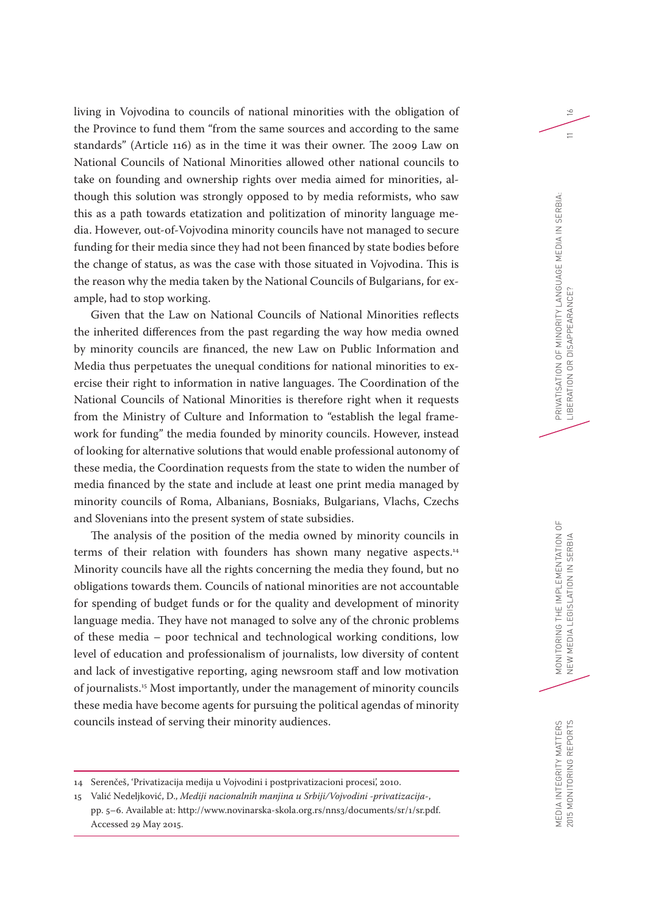living in Vojvodina to councils of national minorities with the obligation of the Province to fund them "from the same sources and according to the same standards" (Article 116) as in the time it was their owner. The 2009 Law on National Councils of National Minorities allowed other national councils to take on founding and ownership rights over media aimed for minorities, although this solution was strongly opposed to by media reformists, who saw this as a path towards etatization and politization of minority language media. However, out-of-Vojvodina minority councils have not managed to secure funding for their media since they had not been financed by state bodies before the change of status, as was the case with those situated in Vojvodina. This is the reason why the media taken by the National Councils of Bulgarians, for example, had to stop working.

Given that the Law on National Councils of National Minorities reflects the inherited differences from the past regarding the way how media owned by minority councils are financed, the new Law on Public Information and Media thus perpetuates the unequal conditions for national minorities to exercise their right to information in native languages. The Coordination of the National Councils of National Minorities is therefore right when it requests from the Ministry of Culture and Information to "establish the legal framework for funding" the media founded by minority councils. However, instead of looking for alternative solutions that would enable professional autonomy of these media, the Coordination requests from the state to widen the number of media financed by the state and include at least one print media managed by minority councils of Roma, Albanians, Bosniaks, Bulgarians, Vlachs, Czechs and Slovenians into the present system of state subsidies.

The analysis of the position of the media owned by minority councils in terms of their relation with founders has shown many negative aspects.[14] Minority councils have all the rights concerning the media they found, but no obligations towards them. Councils of national minorities are not accountable for spending of budget funds or for the quality and development of minority language media. They have not managed to solve any of the chronic problems of these media – poor technical and technological working conditions, low level of education and professionalism of journalists, low diversity of content and lack of investigative reporting, aging newsroom staff and low motivation of journalists.[15] Most importantly, under the management of minority councils these media have become agents for pursuing the political agendas of minority councils instead of serving their minority audiences.

---

14 Serenčeš, 'Privatizacija medija u Vojvodini i postprivatizacioni procesi', 2010.

15 Valić Nedeljković, D., *Mediji nacionalnih manjina u Srbiji/Vojvodini -privatizacija-*, pp. 5–6. Available at: http://www.novinarska-skola.org.rs/nns3/documents/sr/1/sr.pdf. Accessed 29 May 2015.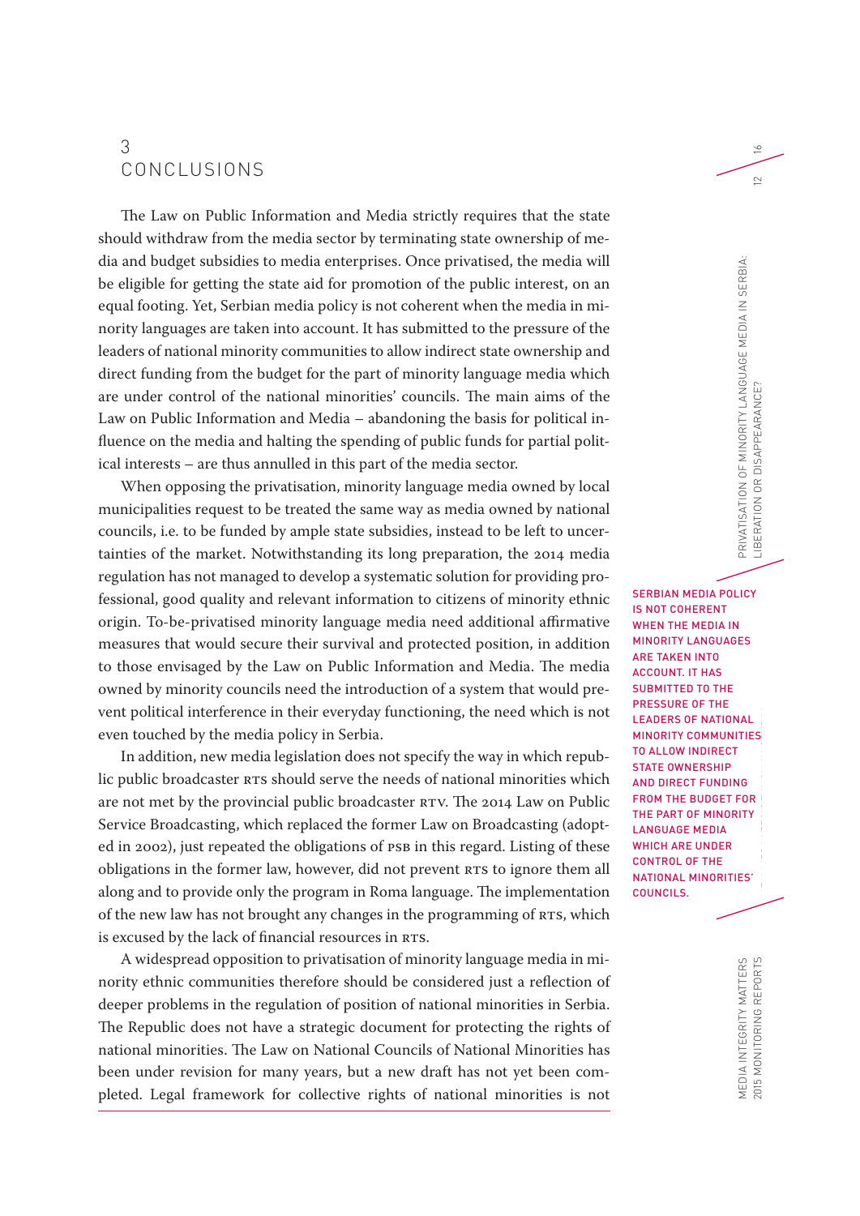## 3 CONCLUSIONS

The Law on Public Information and Media strictly requires that the state should withdraw from the media sector by terminating state ownership of media and budget subsidies to media enterprises. Once privatised, the media will be eligible for getting the state aid for promotion of the public interest, on an equal footing. Yet, Serbian media policy is not coherent when the media in minority languages are taken into account. It has submitted to the pressure of the leaders of national minority communities to allow indirect state ownership and direct funding from the budget for the part of minority language media which are under control of the national minorities' councils. The main aims of the Law on Public Information and Media – abandoning the basis for political influence on the media and halting the spending of public funds for partial political interests – are thus annulled in this part of the media sector.

When opposing the privatisation, minority language media owned by local municipalities request to be treated the same way as media owned by national councils, i.e. to be funded by ample state subsidies, instead to be left to uncertainties of the market. Notwithstanding its long preparation, the 2014 media regulation has not managed to develop a systematic solution for providing professional, good quality and relevant information to citizens of minority ethnic origin. To-be-privatised minority language media need additional affirmative measures that would secure their survival and protected position, in addition to those envisaged by the Law on Public Information and Media. The media owned by minority councils need the introduction of a system that would prevent political interference in their everyday functioning, the need which is not even touched by the media policy in Serbia.

SERBIAN MEDIA POLICY IS NOT COHERENT WHEN THE MEDIA IN MINORITY LANGUAGES ARE TAKEN INTO ACCOUNT. IT HAS SUBMITTED TO THE PRESSURE OF THE LEADERS OF NATIONAL MINORITY COMMUNITIES TO ALLOW INDIRECT STATE OWNERSHIP AND DIRECT FUNDING FROM THE BUDGET FOR THE PART OF MINORITY LANGUAGE MEDIA WHICH ARE UNDER CONTROL OF THE NATIONAL MINORITIES' COUNCILS.

In addition, new media legislation does not specify the way in which republic public broadcaster RTS should serve the needs of national minorities which are not met by the provincial public broadcaster RTV. The 2014 Law on Public Service Broadcasting, which replaced the former Law on Broadcasting (adopted in 2002), just repeated the obligations of PSB in this regard. Listing of these obligations in the former law, however, did not prevent RTS to ignore them all along and to provide only the program in Roma language. The implementation of the new law has not brought any changes in the programming of RTS, which is excused by the lack of financial resources in RTS.

A widespread opposition to privatisation of minority language media in minority ethnic communities therefore should be considered just a reflection of deeper problems in the regulation of position of national minorities in Serbia. The Republic does not have a strategic document for protecting the rights of national minorities. The Law on National Councils of National Minorities has been under revision for many years, but a new draft has not yet been completed. Legal framework for collective rights of national minorities is not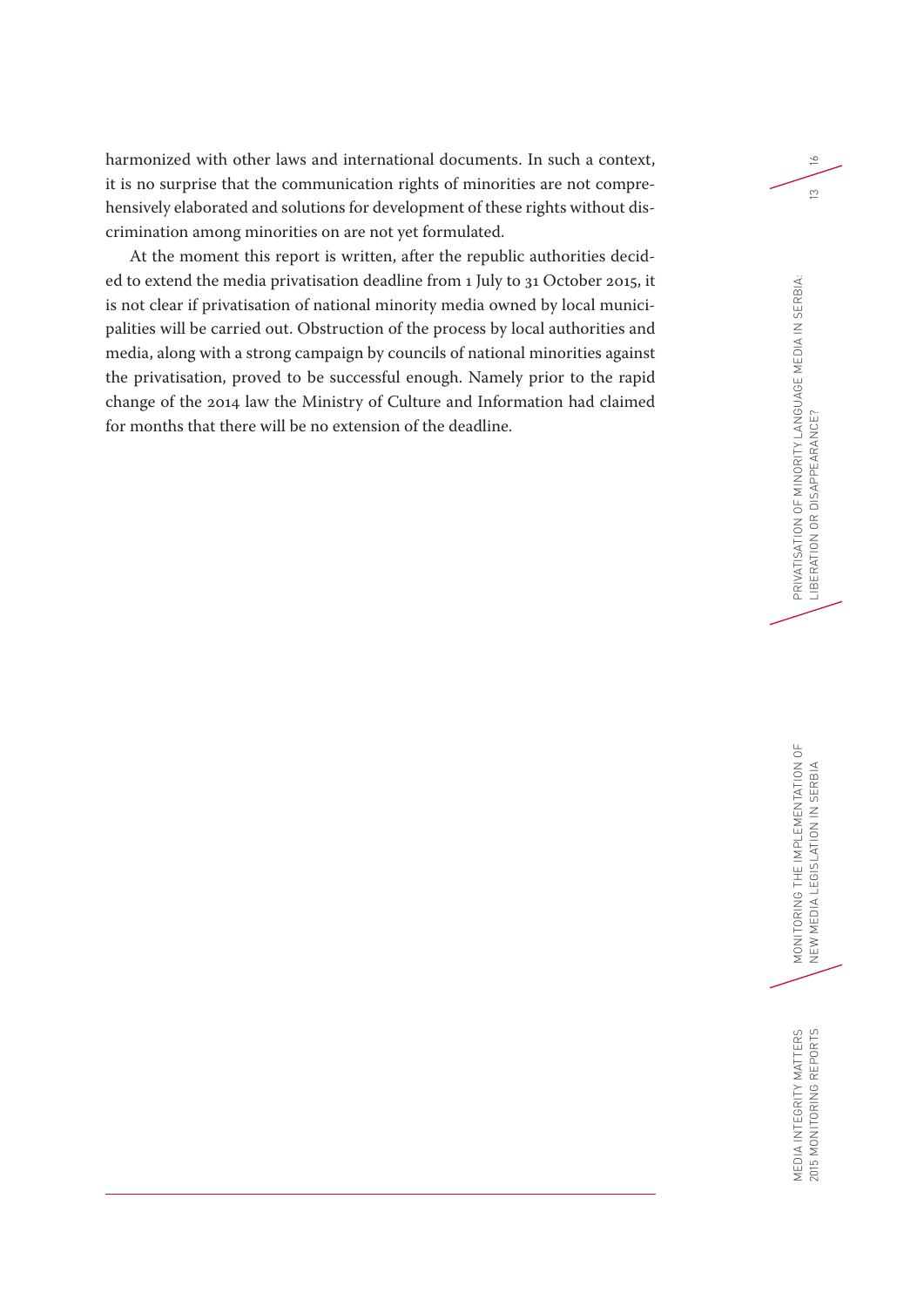harmonized with other laws and international documents. In such a context, it is no surprise that the communication rights of minorities are not comprehensively elaborated and solutions for development of these rights without discrimination among minorities on are not yet formulated.

At the moment this report is written, after the republic authorities decided to extend the media privatisation deadline from 1 July to 31 October 2015, it is not clear if privatisation of national minority media owned by local municipalities will be carried out. Obstruction of the process by local authorities and media, along with a strong campaign by councils of national minorities against the privatisation, proved to be successful enough. Namely prior to the rapid change of the 2014 law the Ministry of Culture and Information had claimed for months that there will be no extension of the deadline.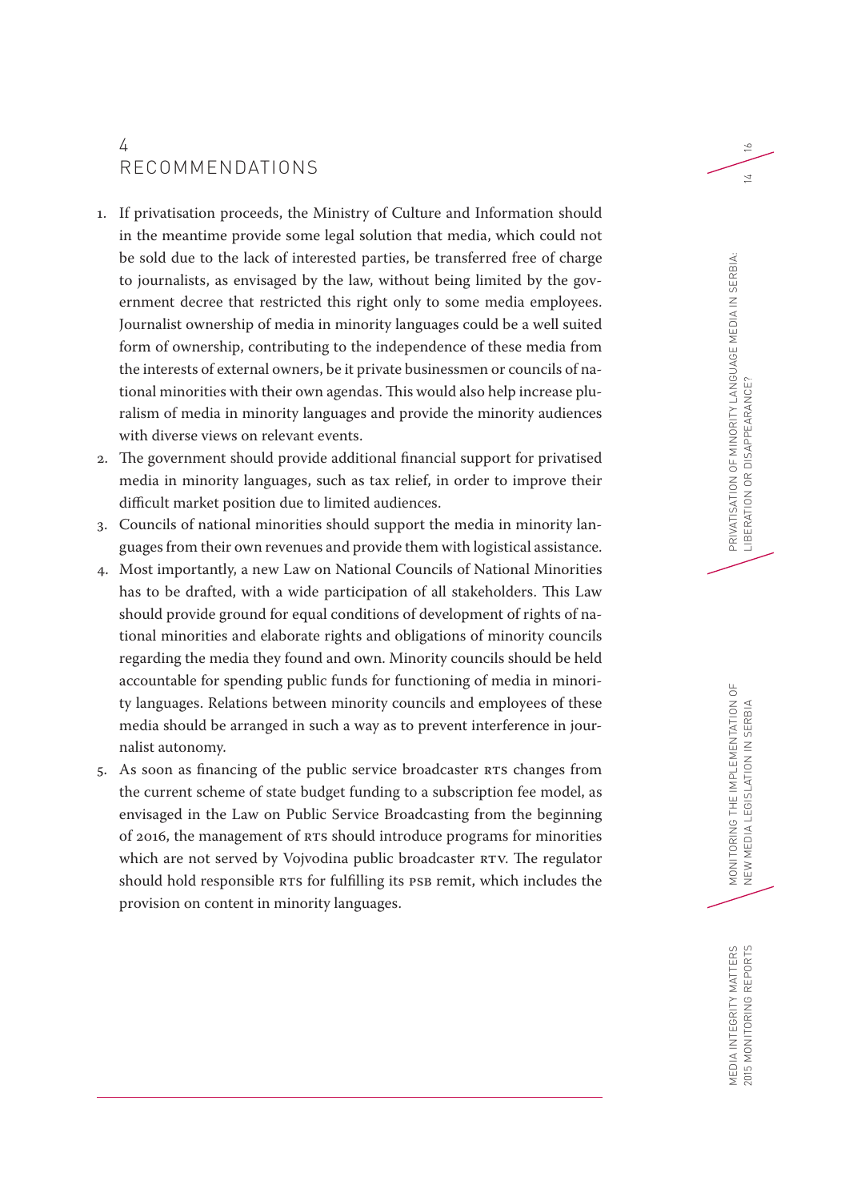# 4 RECOMMENDATIONS

1. If privatisation proceeds, the Ministry of Culture and Information should in the meantime provide some legal solution that media, which could not be sold due to the lack of interested parties, be transferred free of charge to journalists, as envisaged by the law, without being limited by the government decree that restricted this right only to some media employees. Journalist ownership of media in minority languages could be a well suited form of ownership, contributing to the independence of these media from the interests of external owners, be it private businessmen or councils of national minorities with their own agendas. This would also help increase pluralism of media in minority languages and provide the minority audiences with diverse views on relevant events.
2. The government should provide additional financial support for privatised media in minority languages, such as tax relief, in order to improve their difficult market position due to limited audiences.
3. Councils of national minorities should support the media in minority languages from their own revenues and provide them with logistical assistance.
4. Most importantly, a new Law on National Councils of National Minorities has to be drafted, with a wide participation of all stakeholders. This Law should provide ground for equal conditions of development of rights of national minorities and elaborate rights and obligations of minority councils regarding the media they found and own. Minority councils should be held accountable for spending public funds for functioning of media in minority languages. Relations between minority councils and employees of these media should be arranged in such a way as to prevent interference in journalist autonomy.
5. As soon as financing of the public service broadcaster RTS changes from the current scheme of state budget funding to a subscription fee model, as envisaged in the Law on Public Service Broadcasting from the beginning of 2016, the management of RTS should introduce programs for minorities which are not served by Vojvodina public broadcaster RTV. The regulator should hold responsible RTS for fulfilling its PSB remit, which includes the provision on content in minority languages.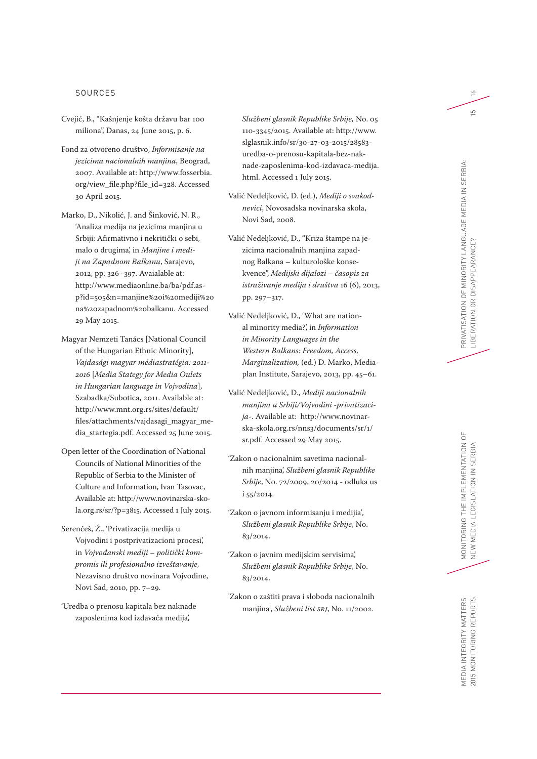## SOURCES

Cvejić, B., "Kašnjenje košta državu bar 100 miliona", Danas, 24 June 2015, p. 6.

Fond za otvoreno društvo, *Informisanje na jezicima nacionalnih manjina*, Beograd, 2007. Available at: http://www.fosserbia.org/view_file.php?file_id=328. Accessed 30 April 2015.

Marko, D., Nikolić, J. and Šinković, N. R., 'Analiza medija na jezicima manjina u Srbiji: Afirmativno i nekritički o sebi, malo o drugima', in *Manjine i mediji na Zapadnom Balkanu*, Sarajevo, 2012, pp. 326–397. Avaialable at: http://www.mediaonline.ba/ba/pdf.asp?id=505&n=manjine%20i%20mediji%20na%20zapadnom%20balkanu. Accessed 29 May 2015.

Magyar Nemzeti Tanács [National Council of the Hungarian Ethnic Minority], *Vajdasági magyar médiastratégia: 2011-2016* [*Media Stategy for Media Oulets in Hungarian language in Vojvodina*], Szabadka/Subotica, 2011. Available at: http://www.mnt.org.rs/sites/default/files/attachments/vajdasagi_magyar_media_startegia.pdf. Accessed 25 June 2015.

Open letter of the Coordination of National Councils of National Minorities of the Republic of Serbia to the Minister of Culture and Information, Ivan Tasovac, Available at: http://www.novinarska-skola.org.rs/sr/?p=3815. Accessed 1 July 2015.

Serenčeš, Ž., 'Privatizacija medija u Vojvodini i postprivatizacioni procesi', in *Vojvođanski mediji – politički kompromis ili profesionalno izveštavanje*, Nezavisno društvo novinara Vojvodine, Novi Sad, 2010, pp. 7–29.

'Uredba o prenosu kapitala bez naknade zaposlenima kod izdavača medija', *Službeni glasnik Republike Srbije*, No. 05 110-3345/2015. Available at: http://www.slglasnik.info/sr/30-27-03-2015/28583-uredba-o-prenosu-kapitala-bez-naknade-zaposlenima-kod-izdavaca-medija.html. Accessed 1 July 2015.

Valić Nedeljković, D. (ed.), *Mediji o svakodnevici*, Novosadska novinarska skola, Novi Sad, 2008.

Valić Nedeljković, D., "Kriza štampe na jezicima nacionalnih manjina zapadnog Balkana – kulturološke konsekvence", *Medijski dijalozi – časopis za istraživanje medija i društva* 16 (6), 2013, pp. 297–317.

Valić Nedeljković, D., 'What are national minority media?', in *Information in Minority Languages in the Western Balkans: Freedom, Access, Marginalization,* (ed.) D. Marko, Mediaplan Institute, Sarajevo, 2013, pp. 45–61.

Valić Nedeljković, D., *Mediji nacionalnih manjina u Srbiji/Vojvodini -privatizacija-*. Available at: http://www.novinarska-skola.org.rs/nns3/documents/sr/1/sr.pdf. Accessed 29 May 2015.

'Zakon o nacionalnim savetima nacionalnih manjina', *Službeni glasnik Republike Srbije*, No. 72/2009, 20/2014 - odluka us i 55/2014.

'Zakon o javnom informisanju i medijia', *Službeni glasnik Republike Srbije*, No. 83/2014.

'Zakon o javnim medijskim servisima', *Službeni glasnik Republike Srbije*, No. 83/2014.

'Zakon o zaštiti prava i sloboda nacionalnih manjina', *Službeni list SRJ*, No. 11/2002.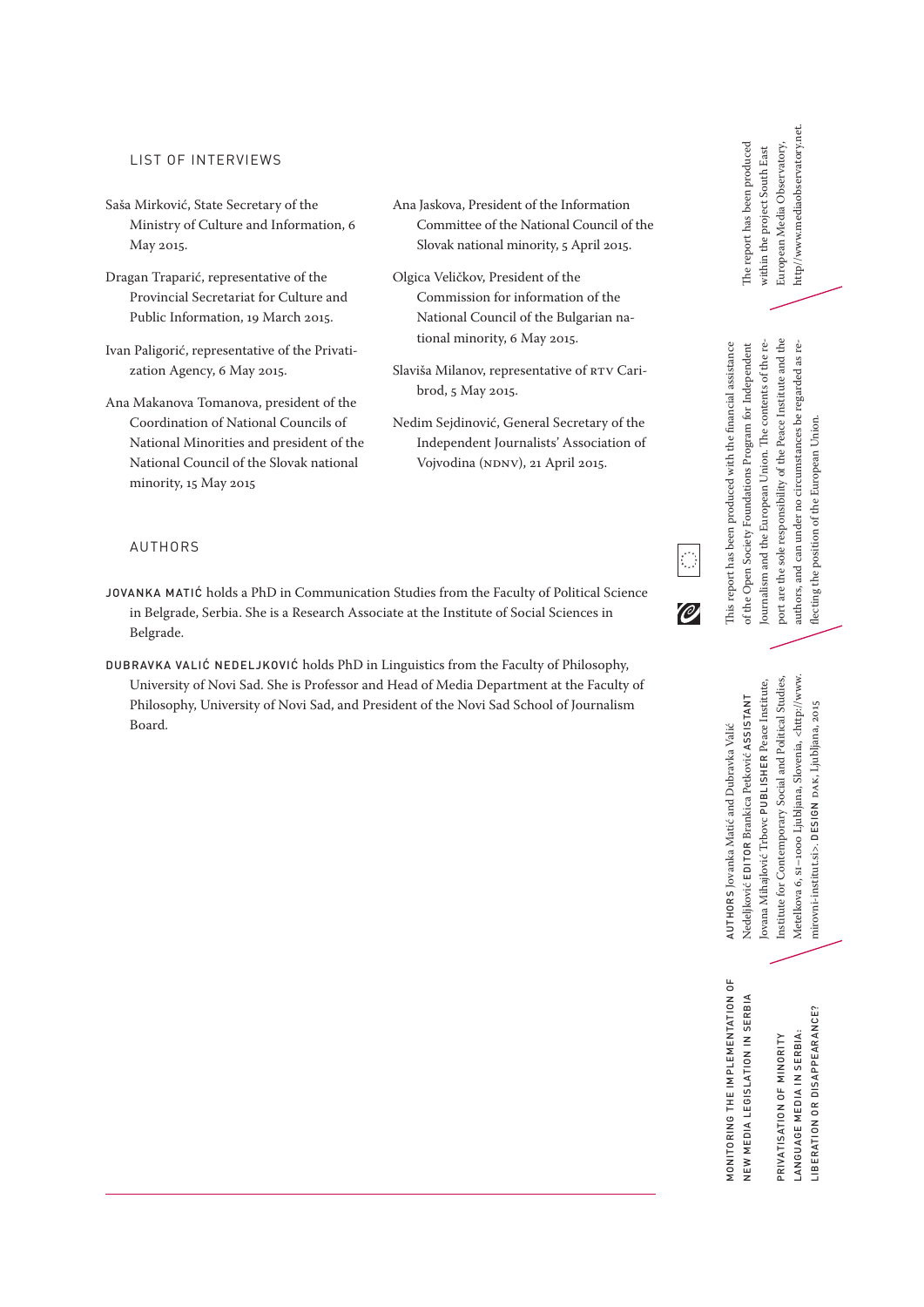## LIST OF INTERVIEWS

Saša Mirković, State Secretary of the Ministry of Culture and Information, 6 May 2015.

Dragan Traparić, representative of the Provincial Secretariat for Culture and Public Information, 19 March 2015.

Ivan Paligorić, representative of the Privatization Agency, 6 May 2015.

Ana Makanova Tomanova, president of the Coordination of National Councils of National Minorities and president of the National Council of the Slovak national minority, 15 May 2015

Ana Jaskova, President of the Information Committee of the National Council of the Slovak national minority, 5 April 2015.

Olgica Veličkov, President of the Commission for information of the National Council of the Bulgarian national minority, 6 May 2015.

Slaviša Milanov, representative of RTV Caribrod, 5 May 2015.

Nedim Sejdinović, General Secretary of the Independent Journalists' Association of Vojvodina (NDNV), 21 April 2015.

## AUTHORS

**JOVANKA MATIĆ** holds a PhD in Communication Studies from the Faculty of Political Science in Belgrade, Serbia. She is a Research Associate at the Institute of Social Sciences in Belgrade.

**DUBRAVKA VALIĆ NEDELJKOVIĆ** holds PhD in Linguistics from the Faculty of Philosophy, University of Novi Sad. She is Professor and Head of Media Department at the Faculty of Philosophy, University of Novi Sad, and President of the Novi Sad School of Journalism Board.

MONITORING THE IMPLEMENTATION OF NEW MEDIA LEGISLATION IN SERBIA

PRIVATISATION OF MINORITY LANGUAGE MEDIA IN SERBIA: LIBERATION OR DISAPPEARANCE?

**AUTHORS** Jovanka Matić and Dubravka Valić Nedeljković **EDITOR** Brankica Petković **ASSISTANT** Jovana Mihajlović Trbovc **PUBLISHER** Peace Institute, Institute for Contemporary Social and Political Studies, Metelkova 6, SI–1000 Ljubljana, Slovenia, <http://www.mirovni-institut.si>. **DESIGN** DAK, Ljubljana, 2015

This report has been produced with the financial assistance of the Open Society Foundations Program for Independent Journalism and the European Union. The contents of the report are the sole responsibility of the Peace Institute and the authors, and can under no circumstances be regarded as reflecting the position of the European Union.

The report has been produced within the project South East European Media Observatory, http://www.mediaobservatory.net.